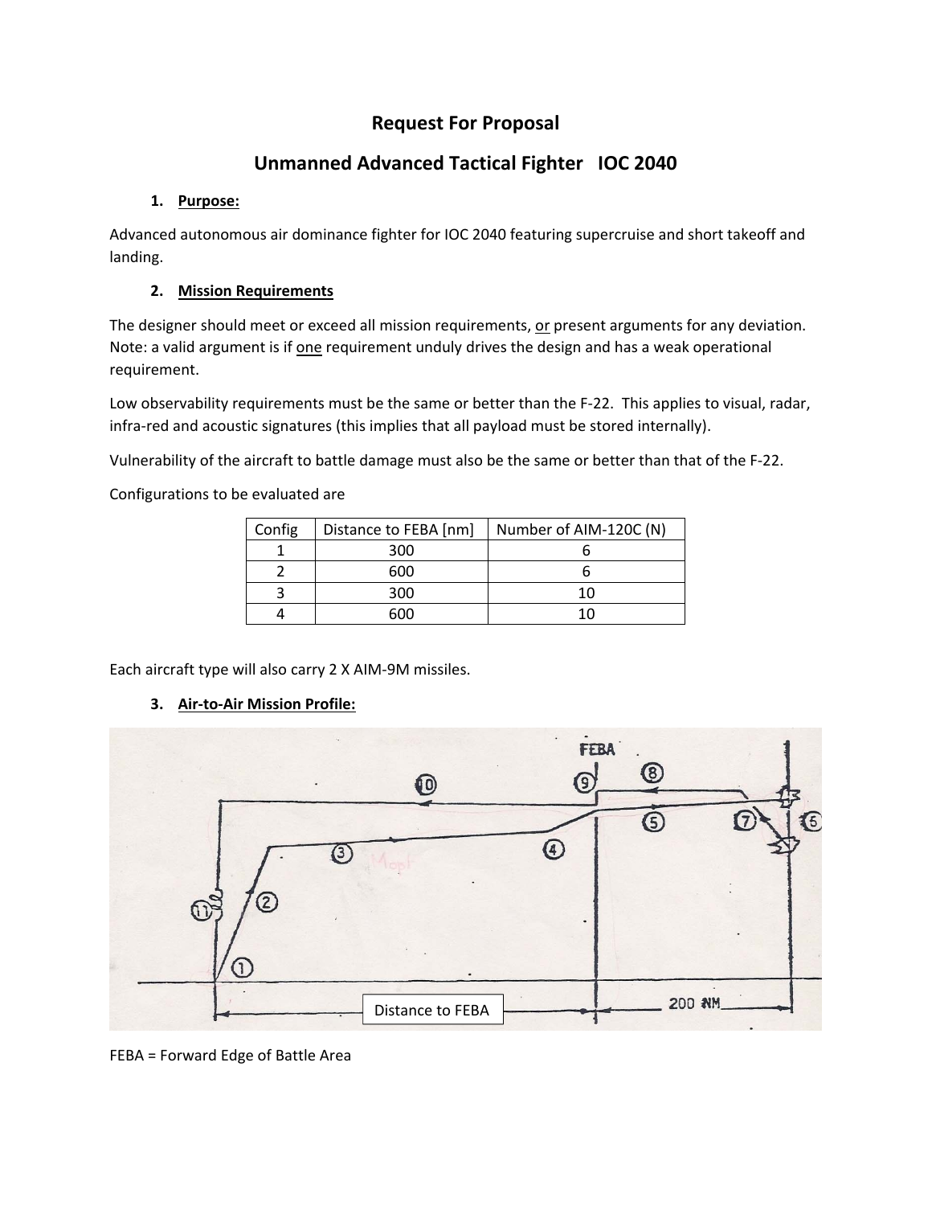# Request For Proposal

## Unmanned Advanced Tactical Fighter IOC 2040

### 1. Purpose:

Advanced autonomous air dominance fighter for IOC 2040 featuring supercruise and short takeoff and landing.

### 2. Mission Requirements

The designer should meet or exceed all mission requirements, or present arguments for any deviation. Note: a valid argument is if one requirement unduly drives the design and has a weak operational requirement.

Low observability requirements must be the same or better than the F-22. This applies to visual, radar, infra-red and acoustic signatures (this implies that all payload must be stored internally).

Vulnerability of the aircraft to battle damage must also be the same or better than that of the F-22.

Configurations to be evaluated are

| Config | Distance to FEBA [nm] | Number of AIM-120C (N) |
|---|---|---|
| 1 | 300 | 6 |
| 2 | 600 | 6 |
| 3 | 300 | 10 |
| 4 | 600 | 10 |

Each aircraft type will also carry 2 X AIM-9M missiles.

### 3. Air-to-Air Mission Profile:

FEBA

Distance to FEBA

200 NM

FEBA = Forward Edge of Battle Area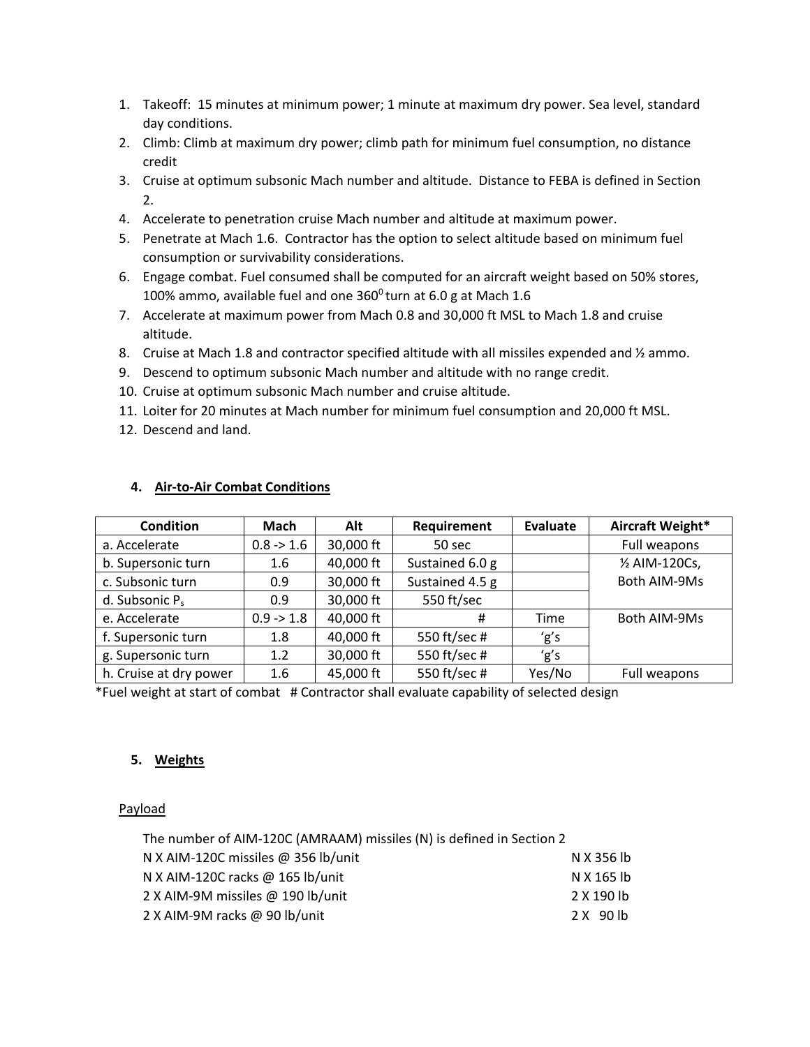1. Takeoff: 15 minutes at minimum power; 1 minute at maximum dry power. Sea level, standard day conditions.
2. Climb: Climb at maximum dry power; climb path for minimum fuel consumption, no distance credit
3. Cruise at optimum subsonic Mach number and altitude. Distance to FEBA is defined in Section 2.
4. Accelerate to penetration cruise Mach number and altitude at maximum power.
5. Penetrate at Mach 1.6. Contractor has the option to select altitude based on minimum fuel consumption or survivability considerations.
6. Engage combat. Fuel consumed shall be computed for an aircraft weight based on 50% stores, 100% ammo, available fuel and one $360^0$ turn at 6.0 g at Mach 1.6
7. Accelerate at maximum power from Mach 0.8 and 30,000 ft MSL to Mach 1.8 and cruise altitude.
8. Cruise at Mach 1.8 and contractor specified altitude with all missiles expended and ½ ammo.
9. Descend to optimum subsonic Mach number and altitude with no range credit.
10. Cruise at optimum subsonic Mach number and cruise altitude.
11. Loiter for 20 minutes at Mach number for minimum fuel consumption and 20,000 ft MSL.
12. Descend and land.

## 4. Air-to-Air Combat Conditions

| Condition | Mach | Alt | Requirement | Evaluate | Aircraft Weight* |
|---|---|---|---|---|---|
| a. Accelerate | 0.8 -> 1.6 | 30,000 ft | 50 sec | | Full weapons |
| b. Supersonic turn | 1.6 | 40,000 ft | Sustained 6.0 g | | ½ AIM-120Cs, Both AIM-9Ms |
| c. Subsonic turn | 0.9 | 30,000 ft | Sustained 4.5 g | | |
| d. Subsonic $P_s$ | 0.9 | 30,000 ft | 550 ft/sec | | |
| e. Accelerate | 0.9 -> 1.8 | 40,000 ft | # | Time | Both AIM-9Ms |
| f. Supersonic turn | 1.8 | 40,000 ft | 550 ft/sec # | 'g's | |
| g. Supersonic turn | 1.2 | 30,000 ft | 550 ft/sec # | 'g's | |
| h. Cruise at dry power | 1.6 | 45,000 ft | 550 ft/sec # | Yes/No | Full weapons |

*Fuel weight at start of combat # Contractor shall evaluate capability of selected design

## 5. Weights

Payload

The number of AIM-120C (AMRAAM) missiles (N) is defined in Section 2

| | |
|---|---|
| N X AIM-120C missiles @ 356 lb/unit | N X 356 lb |
| N X AIM-120C racks @ 165 lb/unit | N X 165 lb |
| 2 X AIM-9M missiles @ 190 lb/unit | 2 X 190 lb |
| 2 X AIM-9M racks @ 90 lb/unit | 2 X 90 lb |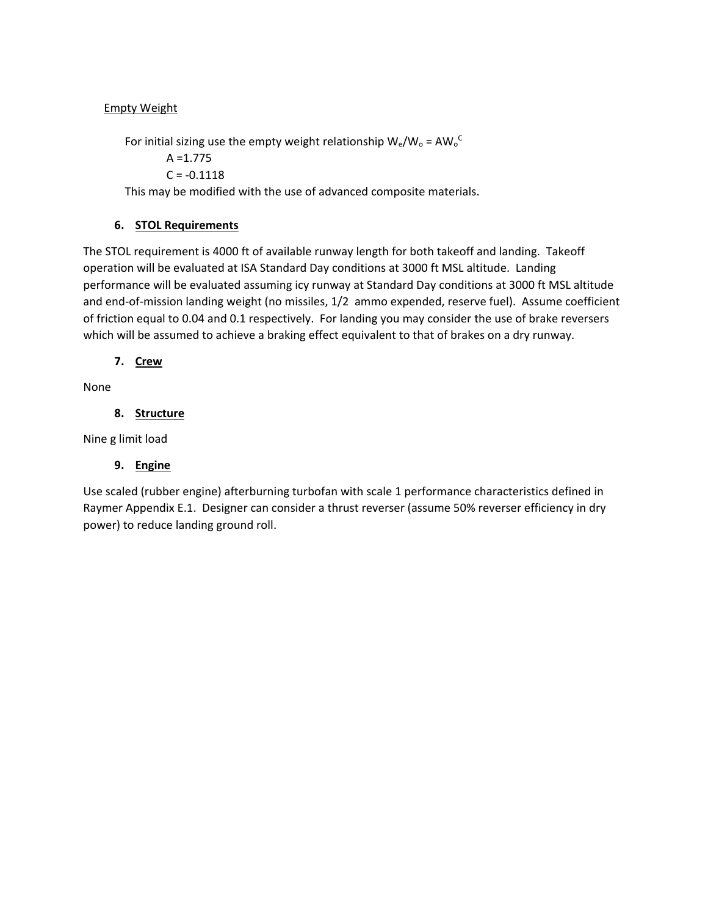Empty Weight

For initial sizing use the empty weight relationship $W_e/W_o = AW_o^C$

$A = 1.775$

$C = -0.1118$

This may be modified with the use of advanced composite materials.

## 6. STOL Requirements

The STOL requirement is 4000 ft of available runway length for both takeoff and landing. Takeoff operation will be evaluated at ISA Standard Day conditions at 3000 ft MSL altitude. Landing performance will be evaluated assuming icy runway at Standard Day conditions at 3000 ft MSL altitude and end-of-mission landing weight (no missiles, 1/2 ammo expended, reserve fuel). Assume coefficient of friction equal to 0.04 and 0.1 respectively. For landing you may consider the use of brake reversers which will be assumed to achieve a braking effect equivalent to that of brakes on a dry runway.

## 7. Crew

None

## 8. Structure

Nine g limit load

## 9. Engine

Use scaled (rubber engine) afterburning turbofan with scale 1 performance characteristics defined in Raymer Appendix E.1. Designer can consider a thrust reverser (assume 50% reverser efficiency in dry power) to reduce landing ground roll.